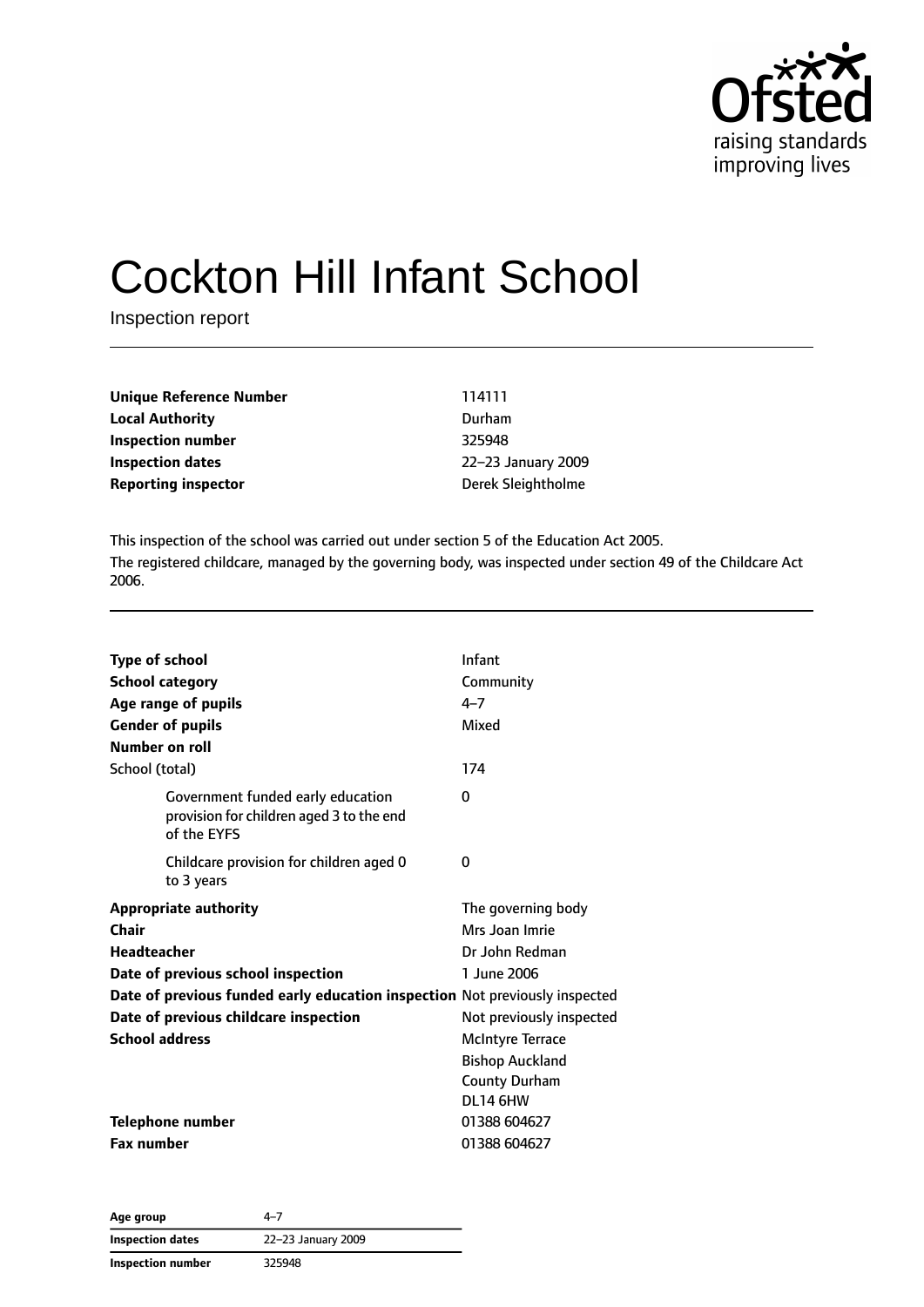# Cockton Hill Infant School

Inspection report

| | |
|---|---|
| **Unique Reference Number** | 114111 |
| **Local Authority** | Durham |
| **Inspection number** | 325948 |
| **Inspection dates** | 22–23 January 2009 |
| **Reporting inspector** | Derek Sleightholme |

This inspection of the school was carried out under section 5 of the Education Act 2005.

The registered childcare, managed by the governing body, was inspected under section 49 of the Childcare Act 2006.

| | |
|---|---|
| **Type of school** | Infant |
| **School category** | Community |
| **Age range of pupils** | 4–7 |
| **Gender of pupils** | Mixed |
| **Number on roll** | |
| School (total) | 174 |
| Government funded early education provision for children aged 3 to the end of the EYFS | 0 |
| Childcare provision for children aged 0 to 3 years | 0 |
| **Appropriate authority** | The governing body |
| **Chair** | Mrs Joan Imrie |
| **Headteacher** | Dr John Redman |
| **Date of previous school inspection** | 1 June 2006 |
| **Date of previous funded early education inspection** | Not previously inspected |
| **Date of previous childcare inspection** | Not previously inspected |
| **School address** | McIntyre Terrace<br>Bishop Auckland<br>County Durham<br>DL14 6HW |
| **Telephone number** | 01388 604627 |
| **Fax number** | 01388 604627 |

| | |
|---|---|
| **Age group** | 4–7 |
| **Inspection dates** | 22–23 January 2009 |
| **Inspection number** | 325948 |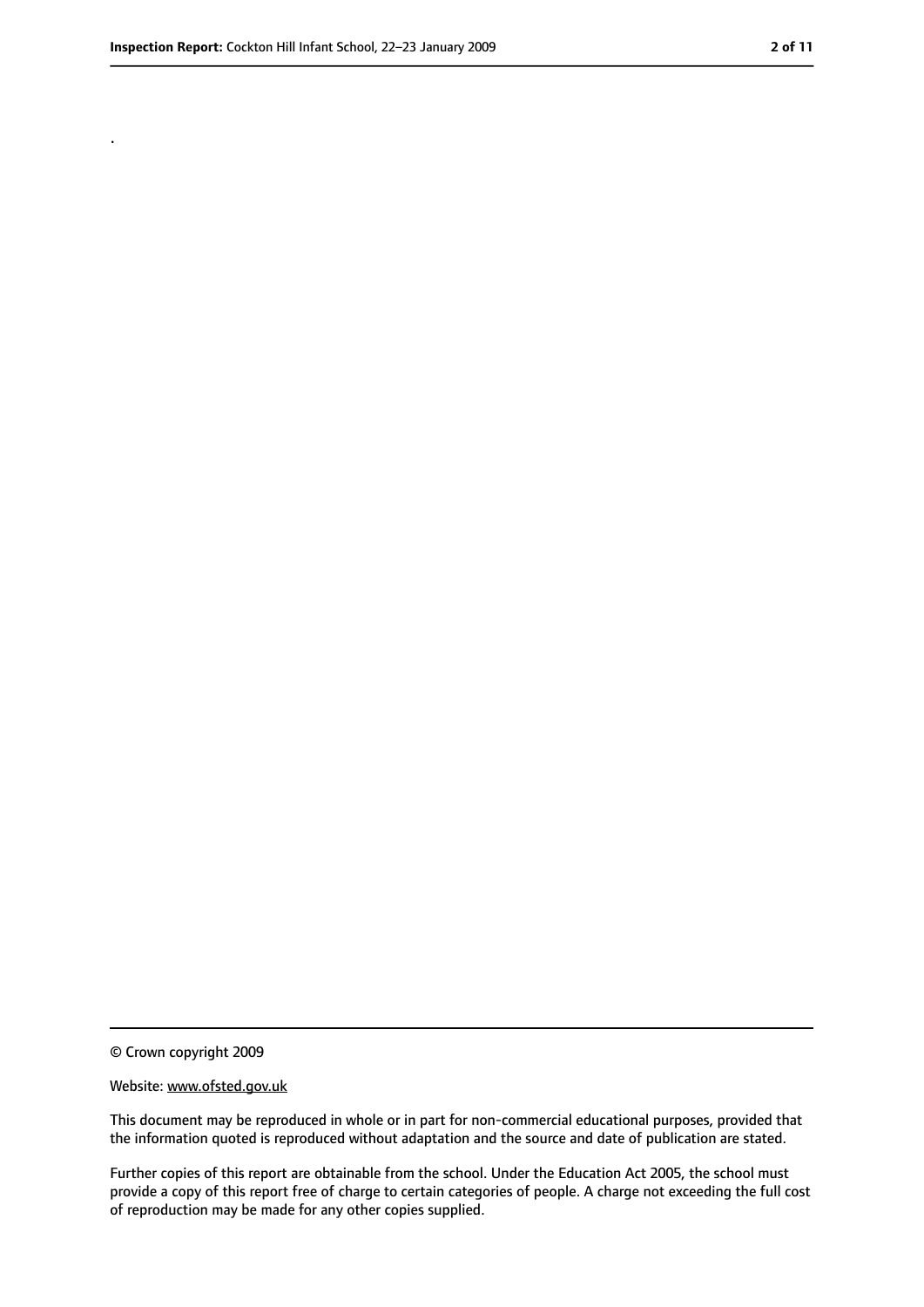.

© Crown copyright 2009

Website: www.ofsted.gov.uk

This document may be reproduced in whole or in part for non-commercial educational purposes, provided that the information quoted is reproduced without adaptation and the source and date of publication are stated.

Further copies of this report are obtainable from the school. Under the Education Act 2005, the school must provide a copy of this report free of charge to certain categories of people. A charge not exceeding the full cost of reproduction may be made for any other copies supplied.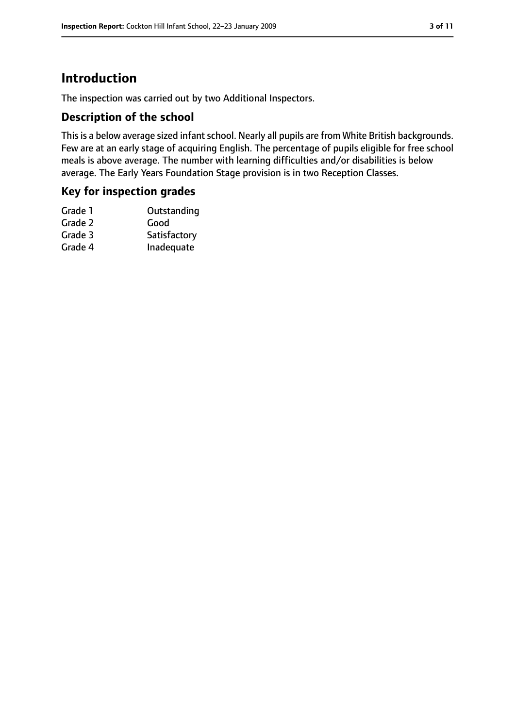# Introduction

The inspection was carried out by two Additional Inspectors.

## Description of the school

This is a below average sized infant school. Nearly all pupils are from White British backgrounds. Few are at an early stage of acquiring English. The percentage of pupils eligible for free school meals is above average. The number with learning difficulties and/or disabilities is below average. The Early Years Foundation Stage provision is in two Reception Classes.

## Key for inspection grades

| | |
|---|---|
| Grade 1 | Outstanding |
| Grade 2 | Good |
| Grade 3 | Satisfactory |
| Grade 4 | Inadequate |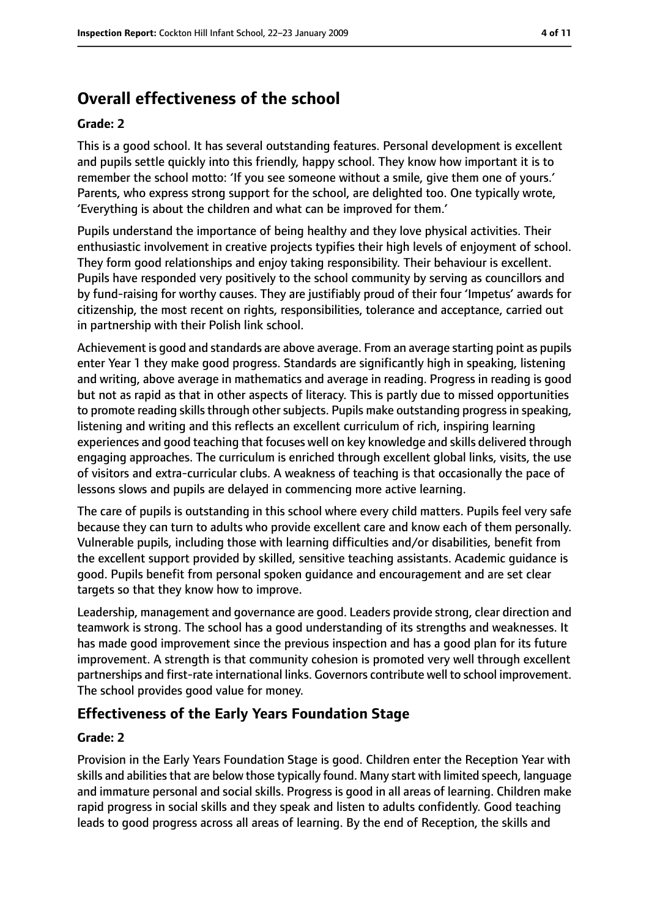# Overall effectiveness of the school

**Grade: 2**

This is a good school. It has several outstanding features. Personal development is excellent and pupils settle quickly into this friendly, happy school. They know how important it is to remember the school motto: 'If you see someone without a smile, give them one of yours.' Parents, who express strong support for the school, are delighted too. One typically wrote, 'Everything is about the children and what can be improved for them.'

Pupils understand the importance of being healthy and they love physical activities. Their enthusiastic involvement in creative projects typifies their high levels of enjoyment of school. They form good relationships and enjoy taking responsibility. Their behaviour is excellent. Pupils have responded very positively to the school community by serving as councillors and by fund-raising for worthy causes. They are justifiably proud of their four 'Impetus' awards for citizenship, the most recent on rights, responsibilities, tolerance and acceptance, carried out in partnership with their Polish link school.

Achievement is good and standards are above average. From an average starting point as pupils enter Year 1 they make good progress. Standards are significantly high in speaking, listening and writing, above average in mathematics and average in reading. Progress in reading is good but not as rapid as that in other aspects of literacy. This is partly due to missed opportunities to promote reading skills through other subjects. Pupils make outstanding progress in speaking, listening and writing and this reflects an excellent curriculum of rich, inspiring learning experiences and good teaching that focuses well on key knowledge and skills delivered through engaging approaches. The curriculum is enriched through excellent global links, visits, the use of visitors and extra-curricular clubs. A weakness of teaching is that occasionally the pace of lessons slows and pupils are delayed in commencing more active learning.

The care of pupils is outstanding in this school where every child matters. Pupils feel very safe because they can turn to adults who provide excellent care and know each of them personally. Vulnerable pupils, including those with learning difficulties and/or disabilities, benefit from the excellent support provided by skilled, sensitive teaching assistants. Academic guidance is good. Pupils benefit from personal spoken guidance and encouragement and are set clear targets so that they know how to improve.

Leadership, management and governance are good. Leaders provide strong, clear direction and teamwork is strong. The school has a good understanding of its strengths and weaknesses. It has made good improvement since the previous inspection and has a good plan for its future improvement. A strength is that community cohesion is promoted very well through excellent partnerships and first-rate international links. Governors contribute well to school improvement. The school provides good value for money.

## Effectiveness of the Early Years Foundation Stage

**Grade: 2**

Provision in the Early Years Foundation Stage is good. Children enter the Reception Year with skills and abilities that are below those typically found. Many start with limited speech, language and immature personal and social skills. Progress is good in all areas of learning. Children make rapid progress in social skills and they speak and listen to adults confidently. Good teaching leads to good progress across all areas of learning. By the end of Reception, the skills and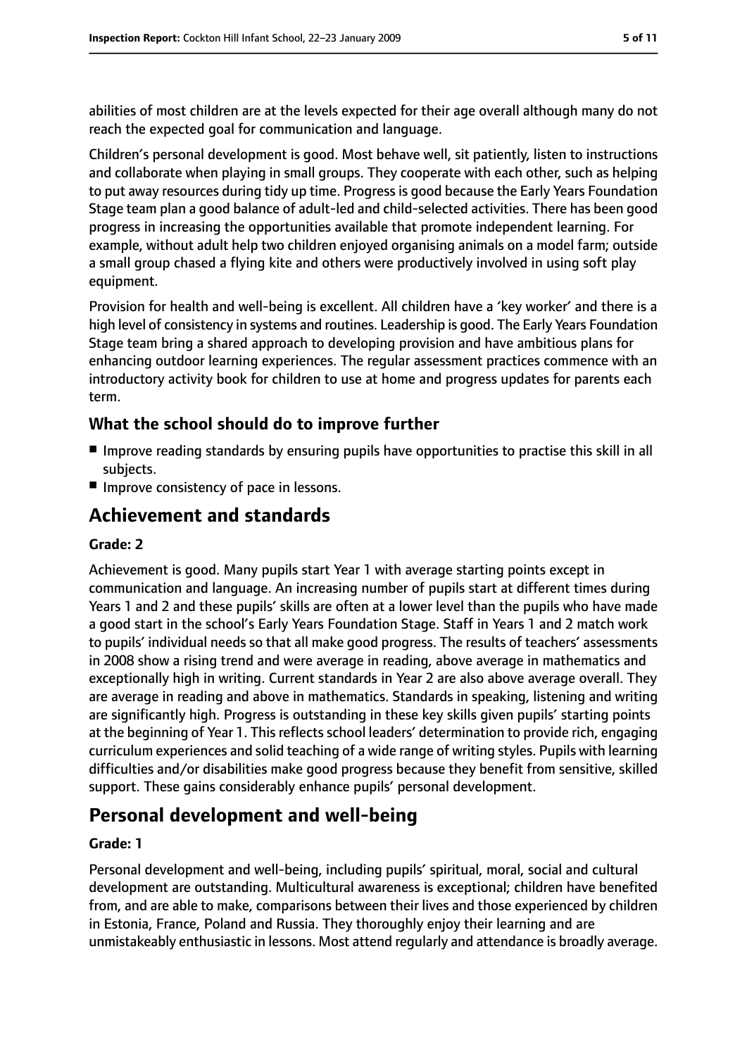abilities of most children are at the levels expected for their age overall although many do not reach the expected goal for communication and language.

Children's personal development is good. Most behave well, sit patiently, listen to instructions and collaborate when playing in small groups. They cooperate with each other, such as helping to put away resources during tidy up time. Progress is good because the Early Years Foundation Stage team plan a good balance of adult-led and child-selected activities. There has been good progress in increasing the opportunities available that promote independent learning. For example, without adult help two children enjoyed organising animals on a model farm; outside a small group chased a flying kite and others were productively involved in using soft play equipment.

Provision for health and well-being is excellent. All children have a 'key worker' and there is a high level of consistency in systems and routines. Leadership is good. The Early Years Foundation Stage team bring a shared approach to developing provision and have ambitious plans for enhancing outdoor learning experiences. The regular assessment practices commence with an introductory activity book for children to use at home and progress updates for parents each term.

### What the school should do to improve further

- Improve reading standards by ensuring pupils have opportunities to practise this skill in all subjects.
- Improve consistency of pace in lessons.

## Achievement and standards

### Grade: 2

Achievement is good. Many pupils start Year 1 with average starting points except in communication and language. An increasing number of pupils start at different times during Years 1 and 2 and these pupils' skills are often at a lower level than the pupils who have made a good start in the school's Early Years Foundation Stage. Staff in Years 1 and 2 match work to pupils' individual needs so that all make good progress. The results of teachers' assessments in 2008 show a rising trend and were average in reading, above average in mathematics and exceptionally high in writing. Current standards in Year 2 are also above average overall. They are average in reading and above in mathematics. Standards in speaking, listening and writing are significantly high. Progress is outstanding in these key skills given pupils' starting points at the beginning of Year 1. This reflects school leaders' determination to provide rich, engaging curriculum experiences and solid teaching of a wide range of writing styles. Pupils with learning difficulties and/or disabilities make good progress because they benefit from sensitive, skilled support. These gains considerably enhance pupils' personal development.

## Personal development and well-being

### Grade: 1

Personal development and well-being, including pupils' spiritual, moral, social and cultural development are outstanding. Multicultural awareness is exceptional; children have benefited from, and are able to make, comparisons between their lives and those experienced by children in Estonia, France, Poland and Russia. They thoroughly enjoy their learning and are unmistakeably enthusiastic in lessons. Most attend regularly and attendance is broadly average.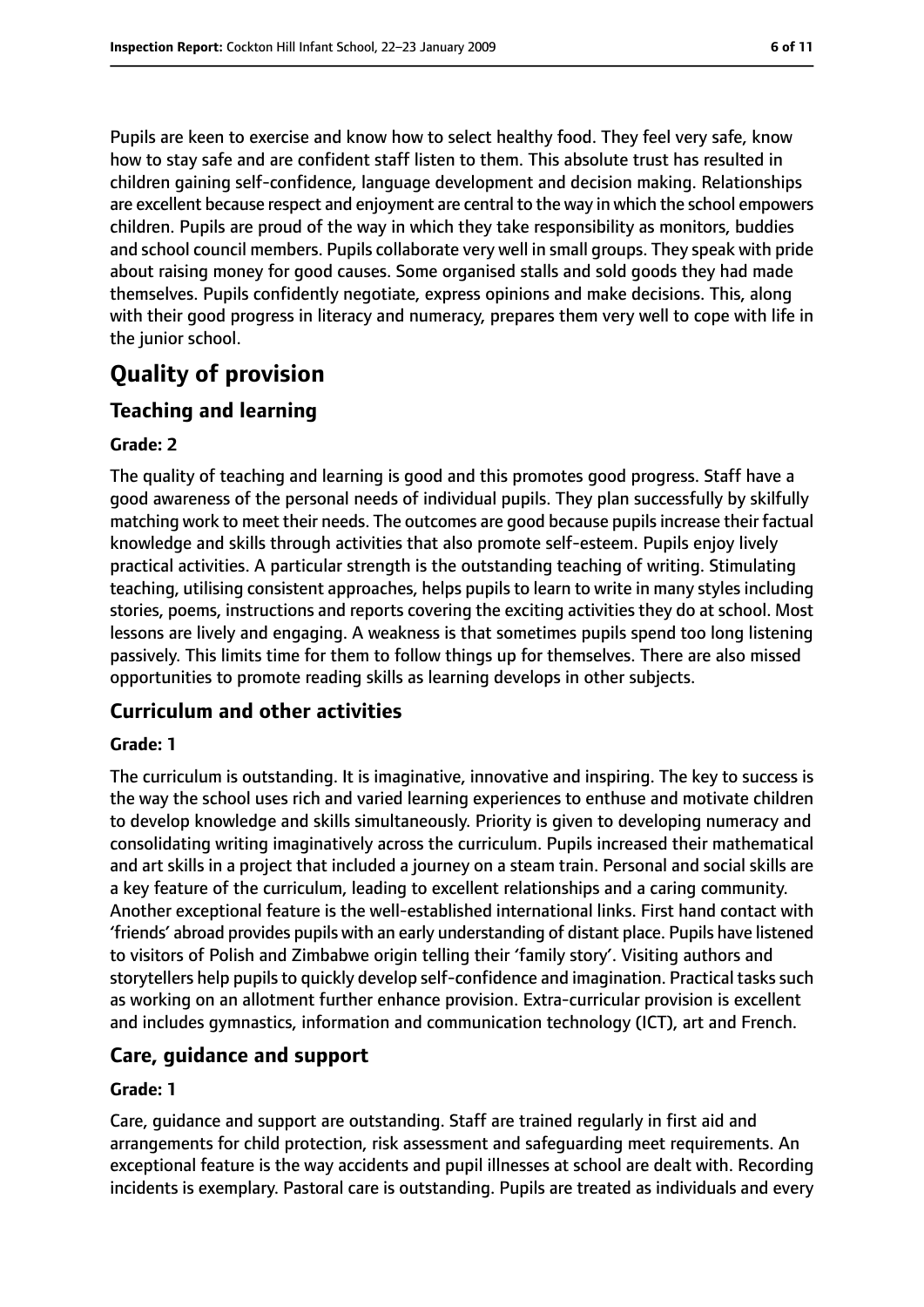Pupils are keen to exercise and know how to select healthy food. They feel very safe, know how to stay safe and are confident staff listen to them. This absolute trust has resulted in children gaining self-confidence, language development and decision making. Relationships are excellent because respect and enjoyment are central to the way in which the school empowers children. Pupils are proud of the way in which they take responsibility as monitors, buddies and school council members. Pupils collaborate very well in small groups. They speak with pride about raising money for good causes. Some organised stalls and sold goods they had made themselves. Pupils confidently negotiate, express opinions and make decisions. This, along with their good progress in literacy and numeracy, prepares them very well to cope with life in the junior school.

# Quality of provision

## Teaching and learning

**Grade: 2**

The quality of teaching and learning is good and this promotes good progress. Staff have a good awareness of the personal needs of individual pupils. They plan successfully by skilfully matching work to meet their needs. The outcomes are good because pupils increase their factual knowledge and skills through activities that also promote self-esteem. Pupils enjoy lively practical activities. A particular strength is the outstanding teaching of writing. Stimulating teaching, utilising consistent approaches, helps pupils to learn to write in many styles including stories, poems, instructions and reports covering the exciting activities they do at school. Most lessons are lively and engaging. A weakness is that sometimes pupils spend too long listening passively. This limits time for them to follow things up for themselves. There are also missed opportunities to promote reading skills as learning develops in other subjects.

## Curriculum and other activities

**Grade: 1**

The curriculum is outstanding. It is imaginative, innovative and inspiring. The key to success is the way the school uses rich and varied learning experiences to enthuse and motivate children to develop knowledge and skills simultaneously. Priority is given to developing numeracy and consolidating writing imaginatively across the curriculum. Pupils increased their mathematical and art skills in a project that included a journey on a steam train. Personal and social skills are a key feature of the curriculum, leading to excellent relationships and a caring community. Another exceptional feature is the well-established international links. First hand contact with 'friends' abroad provides pupils with an early understanding of distant place. Pupils have listened to visitors of Polish and Zimbabwe origin telling their 'family story'. Visiting authors and storytellers help pupils to quickly develop self-confidence and imagination. Practical tasks such as working on an allotment further enhance provision. Extra-curricular provision is excellent and includes gymnastics, information and communication technology (ICT), art and French.

## Care, guidance and support

**Grade: 1**

Care, guidance and support are outstanding. Staff are trained regularly in first aid and arrangements for child protection, risk assessment and safeguarding meet requirements. An exceptional feature is the way accidents and pupil illnesses at school are dealt with. Recording incidents is exemplary. Pastoral care is outstanding. Pupils are treated as individuals and every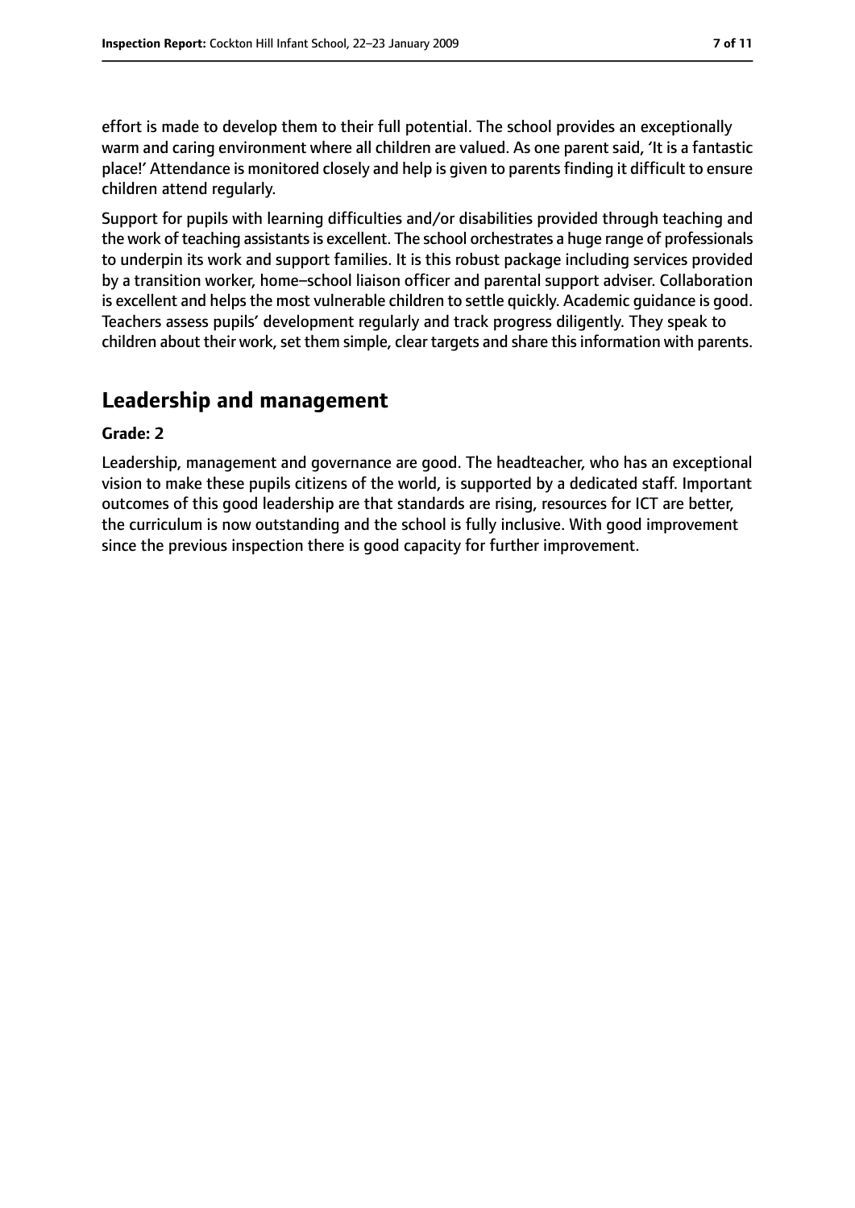effort is made to develop them to their full potential. The school provides an exceptionally warm and caring environment where all children are valued. As one parent said, 'It is a fantastic place!' Attendance is monitored closely and help is given to parents finding it difficult to ensure children attend regularly.

Support for pupils with learning difficulties and/or disabilities provided through teaching and the work of teaching assistants is excellent. The school orchestrates a huge range of professionals to underpin its work and support families. It is this robust package including services provided by a transition worker, home–school liaison officer and parental support adviser. Collaboration is excellent and helps the most vulnerable children to settle quickly. Academic guidance is good. Teachers assess pupils' development regularly and track progress diligently. They speak to children about their work, set them simple, clear targets and share this information with parents.

## Leadership and management

**Grade: 2**

Leadership, management and governance are good. The headteacher, who has an exceptional vision to make these pupils citizens of the world, is supported by a dedicated staff. Important outcomes of this good leadership are that standards are rising, resources for ICT are better, the curriculum is now outstanding and the school is fully inclusive. With good improvement since the previous inspection there is good capacity for further improvement.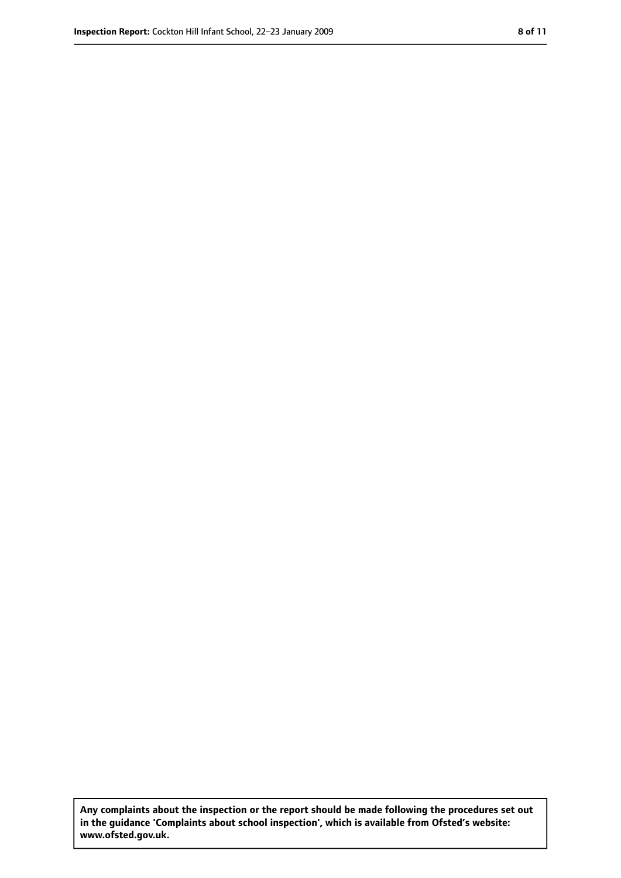**Any complaints about the inspection or the report should be made following the procedures set out in the guidance 'Complaints about school inspection', which is available from Ofsted's website: www.ofsted.gov.uk.**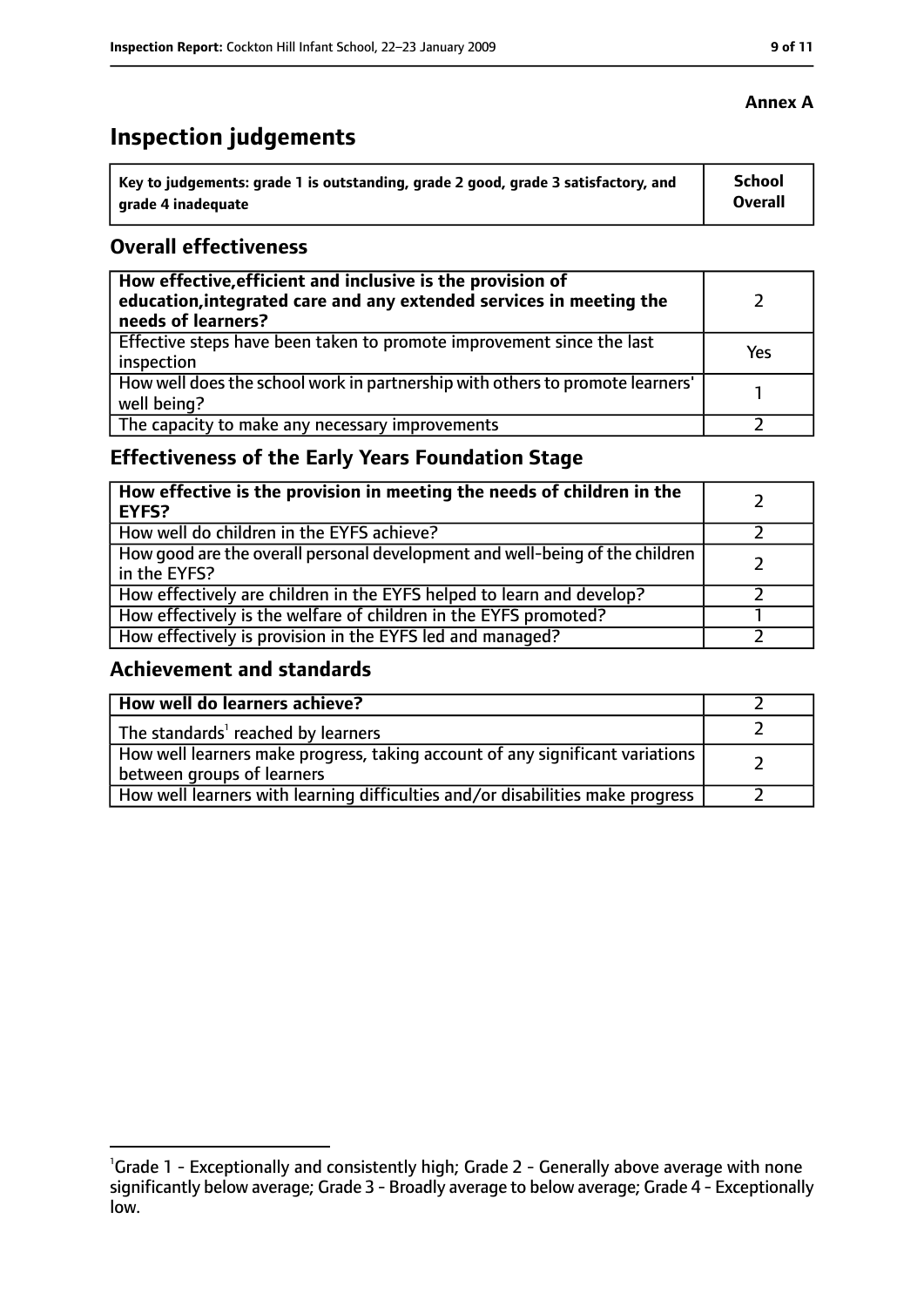**Annex A**

# Inspection judgements

| Key to judgements: grade 1 is outstanding, grade 2 good, grade 3 satisfactory, and grade 4 inadequate | School Overall |
|---|---|

## Overall effectiveness

| | |
|---|---|
| **How effective, efficient and inclusive is the provision of education, integrated care and any extended services in meeting the needs of learners?** | 2 |
| Effective steps have been taken to promote improvement since the last inspection | Yes |
| How well does the school work in partnership with others to promote learners' well being? | 1 |
| The capacity to make any necessary improvements | 2 |

## Effectiveness of the Early Years Foundation Stage

| | |
|---|---|
| **How effective is the provision in meeting the needs of children in the EYFS?** | 2 |
| How well do children in the EYFS achieve? | 2 |
| How good are the overall personal development and well-being of the children in the EYFS? | 2 |
| How effectively are children in the EYFS helped to learn and develop? | 2 |
| How effectively is the welfare of children in the EYFS promoted? | 1 |
| How effectively is provision in the EYFS led and managed? | 2 |

## Achievement and standards

| | |
|---|---|
| **How well do learners achieve?** | 2 |
| The standards[1] reached by learners | 2 |
| How well learners make progress, taking account of any significant variations between groups of learners | 2 |
| How well learners with learning difficulties and/or disabilities make progress | 2 |

[1]Grade 1 - Exceptionally and consistently high; Grade 2 - Generally above average with none significantly below average; Grade 3 - Broadly average to below average; Grade 4 - Exceptionally low.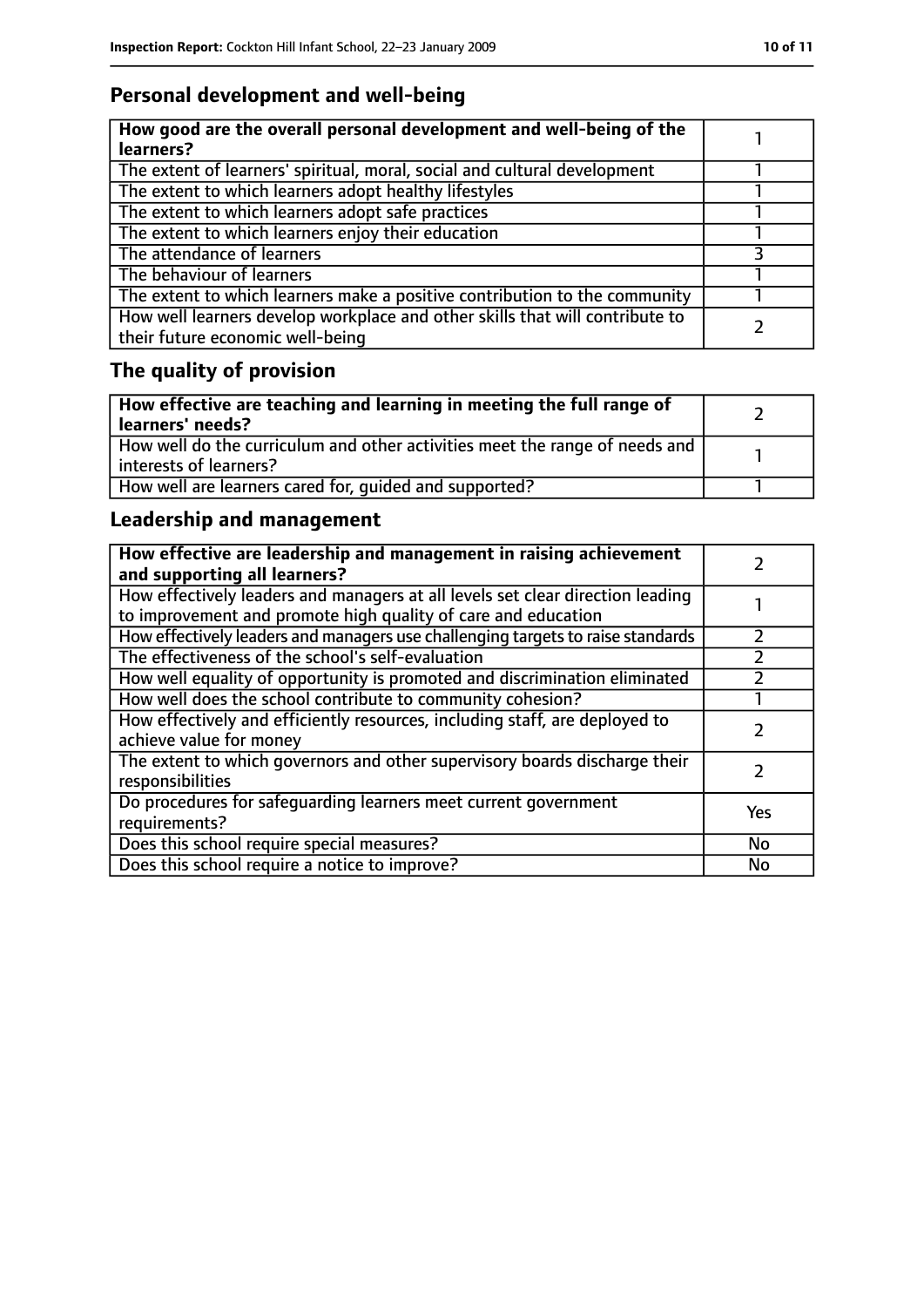## Personal development and well-being

| How good are the overall personal development and well-being of the learners? | 1 |
|---|---|
| The extent of learners' spiritual, moral, social and cultural development | 1 |
| The extent to which learners adopt healthy lifestyles | 1 |
| The extent to which learners adopt safe practices | 1 |
| The extent to which learners enjoy their education | 1 |
| The attendance of learners | 3 |
| The behaviour of learners | 1 |
| The extent to which learners make a positive contribution to the community | 1 |
| How well learners develop workplace and other skills that will contribute to their future economic well-being | 2 |

## The quality of provision

| How effective are teaching and learning in meeting the full range of learners' needs? | 2 |
|---|---|
| How well do the curriculum and other activities meet the range of needs and interests of learners? | 1 |
| How well are learners cared for, guided and supported? | 1 |

## Leadership and management

| How effective are leadership and management in raising achievement and supporting all learners? | 2 |
|---|---|
| How effectively leaders and managers at all levels set clear direction leading to improvement and promote high quality of care and education | 1 |
| How effectively leaders and managers use challenging targets to raise standards | 2 |
| The effectiveness of the school's self-evaluation | 2 |
| How well equality of opportunity is promoted and discrimination eliminated | 2 |
| How well does the school contribute to community cohesion? | 1 |
| How effectively and efficiently resources, including staff, are deployed to achieve value for money | 2 |
| The extent to which governors and other supervisory boards discharge their responsibilities | 2 |
| Do procedures for safeguarding learners meet current government requirements? | Yes |
| Does this school require special measures? | No |
| Does this school require a notice to improve? | No |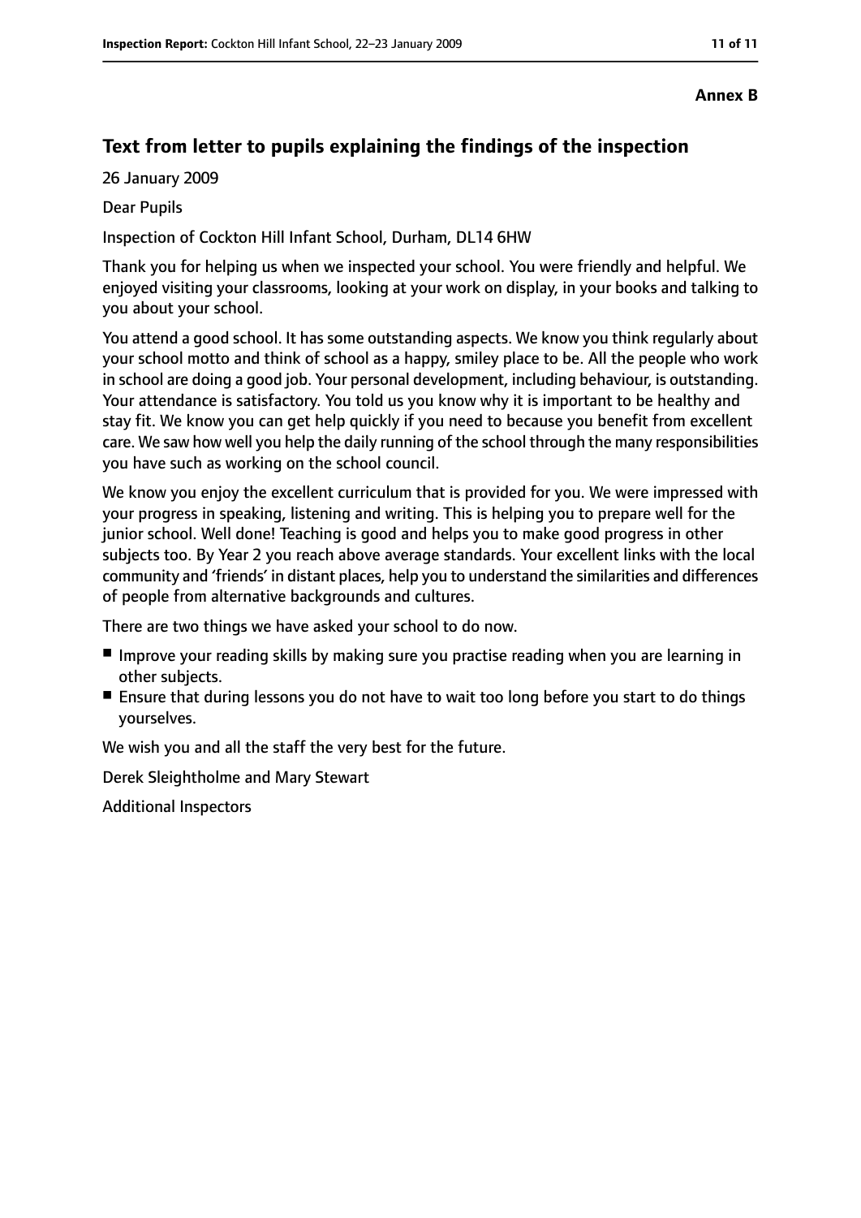**Annex B**

## Text from letter to pupils explaining the findings of the inspection

26 January 2009

Dear Pupils

Inspection of Cockton Hill Infant School, Durham, DL14 6HW

Thank you for helping us when we inspected your school. You were friendly and helpful. We enjoyed visiting your classrooms, looking at your work on display, in your books and talking to you about your school.

You attend a good school. It has some outstanding aspects. We know you think regularly about your school motto and think of school as a happy, smiley place to be. All the people who work in school are doing a good job. Your personal development, including behaviour, is outstanding. Your attendance is satisfactory. You told us you know why it is important to be healthy and stay fit. We know you can get help quickly if you need to because you benefit from excellent care. We saw how well you help the daily running of the school through the many responsibilities you have such as working on the school council.

We know you enjoy the excellent curriculum that is provided for you. We were impressed with your progress in speaking, listening and writing. This is helping you to prepare well for the junior school. Well done! Teaching is good and helps you to make good progress in other subjects too. By Year 2 you reach above average standards. Your excellent links with the local community and 'friends' in distant places, help you to understand the similarities and differences of people from alternative backgrounds and cultures.

There are two things we have asked your school to do now.

- Improve your reading skills by making sure you practise reading when you are learning in other subjects.
- Ensure that during lessons you do not have to wait too long before you start to do things yourselves.

We wish you and all the staff the very best for the future.

Derek Sleightholme and Mary Stewart

Additional Inspectors